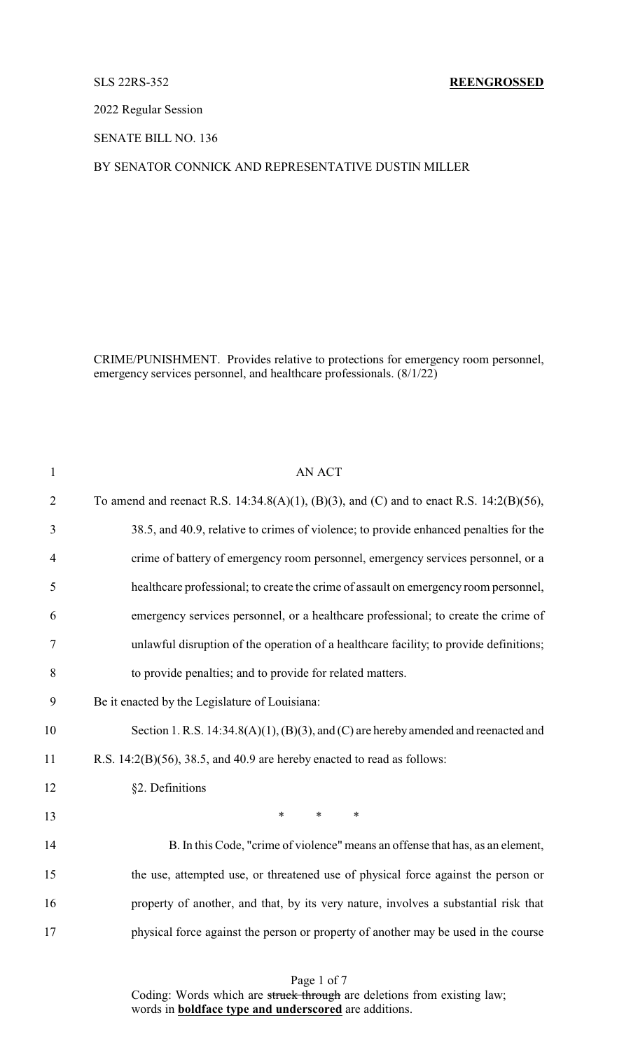SLS 22RS-352 **REENGROSSED**

2022 Regular Session

SENATE BILL NO. 136

BY SENATOR CONNICK AND REPRESENTATIVE DUSTIN MILLER

CRIME/PUNISHMENT. Provides relative to protections for emergency room personnel, emergency services personnel, and healthcare professionals. (8/1/22)

AN ACT

To amend and reenact R.S. 14:34.8(A)(1), (B)(3), and (C) and to enact R.S. 14:2(B)(56), 38.5, and 40.9, relative to crimes of violence; to provide enhanced penalties for the crime of battery of emergency room personnel, emergency services personnel, or a healthcare professional; to create the crime of assault on emergency room personnel, emergency services personnel, or a healthcare professional; to create the crime of unlawful disruption of the operation of a healthcare facility; to provide definitions; to provide penalties; and to provide for related matters.

Be it enacted by the Legislature of Louisiana:

Section 1. R.S. 14:34.8(A)(1), (B)(3), and (C) are hereby amended and reenacted and R.S. 14:2(B)(56), 38.5, and 40.9 are hereby enacted to read as follows:

§2. Definitions

\* \* \*

B. In this Code, "crime of violence" means an offense that has, as an element, the use, attempted use, or threatened use of physical force against the person or property of another, and that, by its very nature, involves a substantial risk that physical force against the person or property of another may be used in the course

Coding: Words which are ~~struck through~~ are deletions from existing law; words in **__boldface type and underscored__** are additions.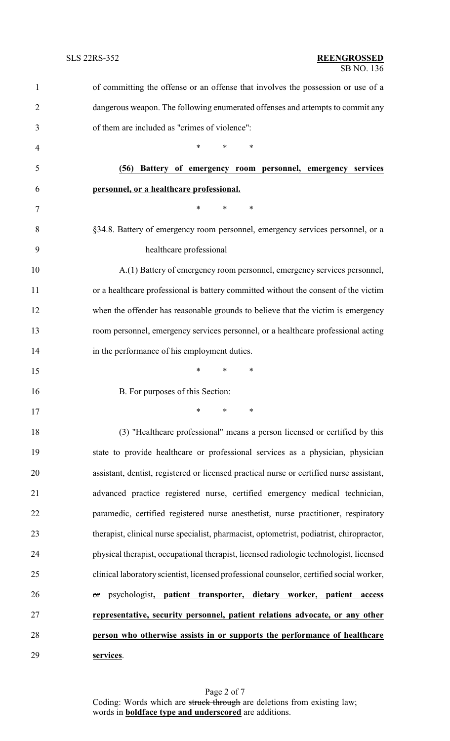of committing the offense or an offense that involves the possession or use of a dangerous weapon. The following enumerated offenses and attempts to commit any of them are included as "crimes of violence":

\* \* \*

**(56) Battery of emergency room personnel, emergency services personnel, or a healthcare professional.**

\* \* \*

§34.8. Battery of emergency room personnel, emergency services personnel, or a healthcare professional

A.(1) Battery of emergency room personnel, emergency services personnel, or a healthcare professional is battery committed without the consent of the victim when the offender has reasonable grounds to believe that the victim is emergency room personnel, emergency services personnel, or a healthcare professional acting in the performance of his ~~employment~~ duties.

\* \* \*

B. For purposes of this Section:

\* \* \*

(3) "Healthcare professional" means a person licensed or certified by this state to provide healthcare or professional services as a physician, physician assistant, dentist, registered or licensed practical nurse or certified nurse assistant, advanced practice registered nurse, certified emergency medical technician, paramedic, certified registered nurse anesthetist, nurse practitioner, respiratory therapist, clinical nurse specialist, pharmacist, optometrist, podiatrist, chiropractor, physical therapist, occupational therapist, licensed radiologic technologist, licensed clinical laboratory scientist, licensed professional counselor, certified social worker, ~~or~~ psychologist**, patient transporter, dietary worker, patient access representative, security personnel, patient relations advocate, or any other person who otherwise assists in or supports the performance of healthcare services**.

Coding: Words which are ~~struck through~~ are deletions from existing law; words in **boldface type and underscored** are additions.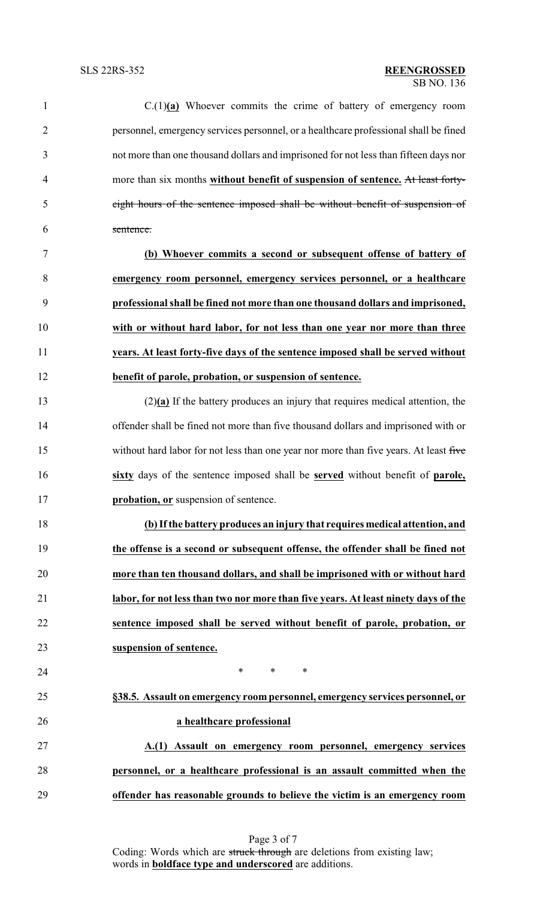C.(1)**(a)** Whoever commits the crime of battery of emergency room personnel, emergency services personnel, or a healthcare professional shall be fined not more than one thousand dollars and imprisoned for not less than fifteen days nor more than six months **without benefit of suspension of sentence.** ~~At least forty-eight hours of the sentence imposed shall be without benefit of suspension of sentence.~~

**(b) Whoever commits a second or subsequent offense of battery of emergency room personnel, emergency services personnel, or a healthcare professional shall be fined not more than one thousand dollars and imprisoned, with or without hard labor, for not less than one year nor more than three years. At least forty-five days of the sentence imposed shall be served without benefit of parole, probation, or suspension of sentence.**

(2)**(a)** If the battery produces an injury that requires medical attention, the offender shall be fined not more than five thousand dollars and imprisoned with or without hard labor for not less than one year nor more than five years. At least ~~five~~ **sixty** days of the sentence imposed shall be **served** without benefit of **parole, probation, or** suspension of sentence.

**(b) If the battery produces an injury that requires medical attention, and the offense is a second or subsequent offense, the offender shall be fined not more than ten thousand dollars, and shall be imprisoned with or without hard labor, for not less than two nor more than five years. At least ninety days of the sentence imposed shall be served without benefit of parole, probation, or suspension of sentence.**

\* \* \*

**§38.5. Assault on emergency room personnel, emergency services personnel, or a healthcare professional**

**A.(1) Assault on emergency room personnel, emergency services personnel, or a healthcare professional is an assault committed when the offender has reasonable grounds to believe the victim is an emergency room**

Coding: Words which are ~~struck through~~ are deletions from existing law; words in **boldface type and underscored** are additions.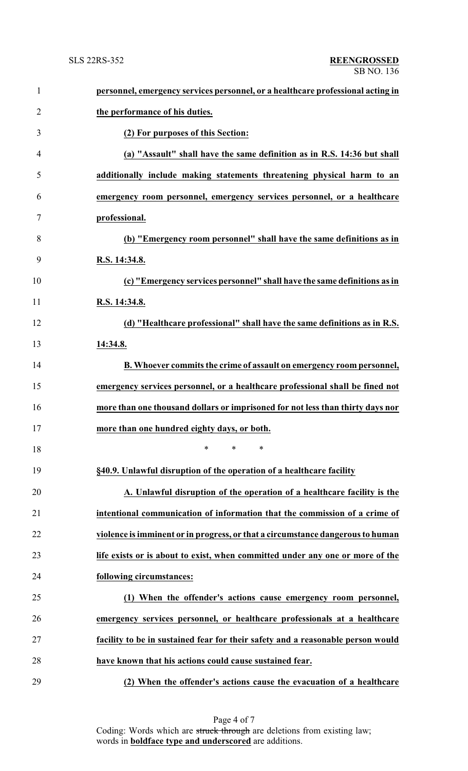**personnel, emergency services personnel, or a healthcare professional acting in the performance of his duties.**

**(2) For purposes of this Section:**

**(a) "Assault" shall have the same definition as in R.S. 14:36 but shall additionally include making statements threatening physical harm to an emergency room personnel, emergency services personnel, or a healthcare professional.**

**(b) "Emergency room personnel" shall have the same definitions as in R.S. 14:34.8.**

**(c) "Emergency services personnel" shall have the same definitions as in R.S. 14:34.8.**

**(d) "Healthcare professional" shall have the same definitions as in R.S. 14:34.8.**

**B. Whoever commits the crime of assault on emergency room personnel, emergency services personnel, or a healthcare professional shall be fined not more than one thousand dollars or imprisoned for not less than thirty days nor more than one hundred eighty days, or both.**

\* \* \*

**§40.9. Unlawful disruption of the operation of a healthcare facility**

**A. Unlawful disruption of the operation of a healthcare facility is the intentional communication of information that the commission of a crime of violence is imminent or in progress, or that a circumstance dangerous to human life exists or is about to exist, when committed under any one or more of the following circumstances:**

**(1) When the offender's actions cause emergency room personnel, emergency services personnel, or healthcare professionals at a healthcare facility to be in sustained fear for their safety and a reasonable person would have known that his actions could cause sustained fear.**

**(2) When the offender's actions cause the evacuation of a healthcare**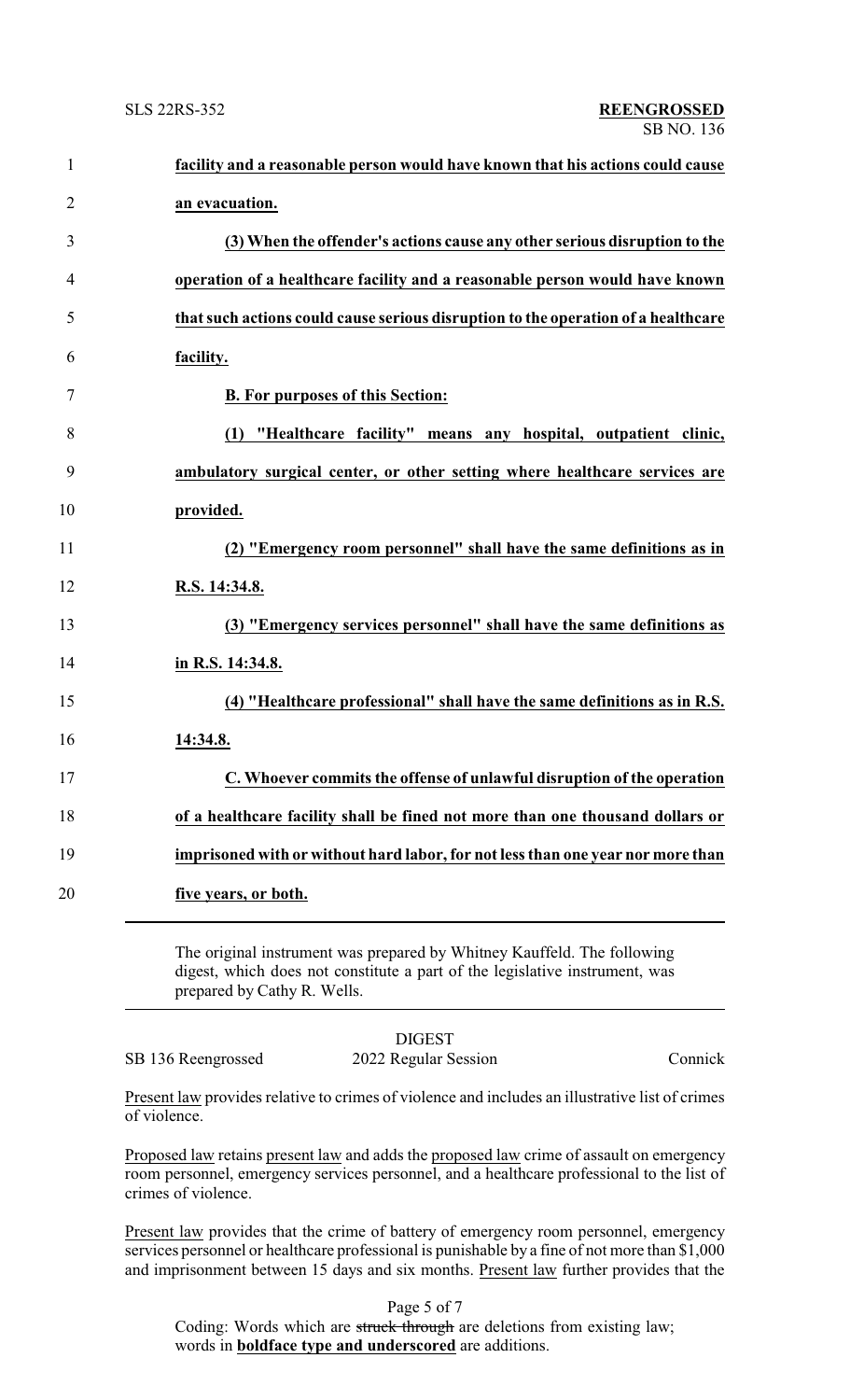**facility and a reasonable person would have known that his actions could cause an evacuation.**

**(3) When the offender's actions cause any other serious disruption to the operation of a healthcare facility and a reasonable person would have known that such actions could cause serious disruption to the operation of a healthcare facility.**

**B. For purposes of this Section:**

**(1) "Healthcare facility" means any hospital, outpatient clinic, ambulatory surgical center, or other setting where healthcare services are provided.**

**(2) "Emergency room personnel" shall have the same definitions as in R.S. 14:34.8.**

**(3) "Emergency services personnel" shall have the same definitions as in R.S. 14:34.8.**

**(4) "Healthcare professional" shall have the same definitions as in R.S. 14:34.8.**

**C. Whoever commits the offense of unlawful disruption of the operation of a healthcare facility shall be fined not more than one thousand dollars or imprisoned with or without hard labor, for not less than one year nor more than five years, or both.**

---

The original instrument was prepared by Whitney Kauffeld. The following digest, which does not constitute a part of the legislative instrument, was prepared by Cathy R. Wells.

DIGEST

SB 136 Reengrossed 2022 Regular Session Connick

Present law provides relative to crimes of violence and includes an illustrative list of crimes of violence.

Proposed law retains present law and adds the proposed law crime of assault on emergency room personnel, emergency services personnel, and a healthcare professional to the list of crimes of violence.

Present law provides that the crime of battery of emergency room personnel, emergency services personnel or healthcare professional is punishable by a fine of not more than $1,000 and imprisonment between 15 days and six months. Present law further provides that the

Coding: Words which are ~~struck through~~ are deletions from existing law; words in **boldface type and underscored** are additions.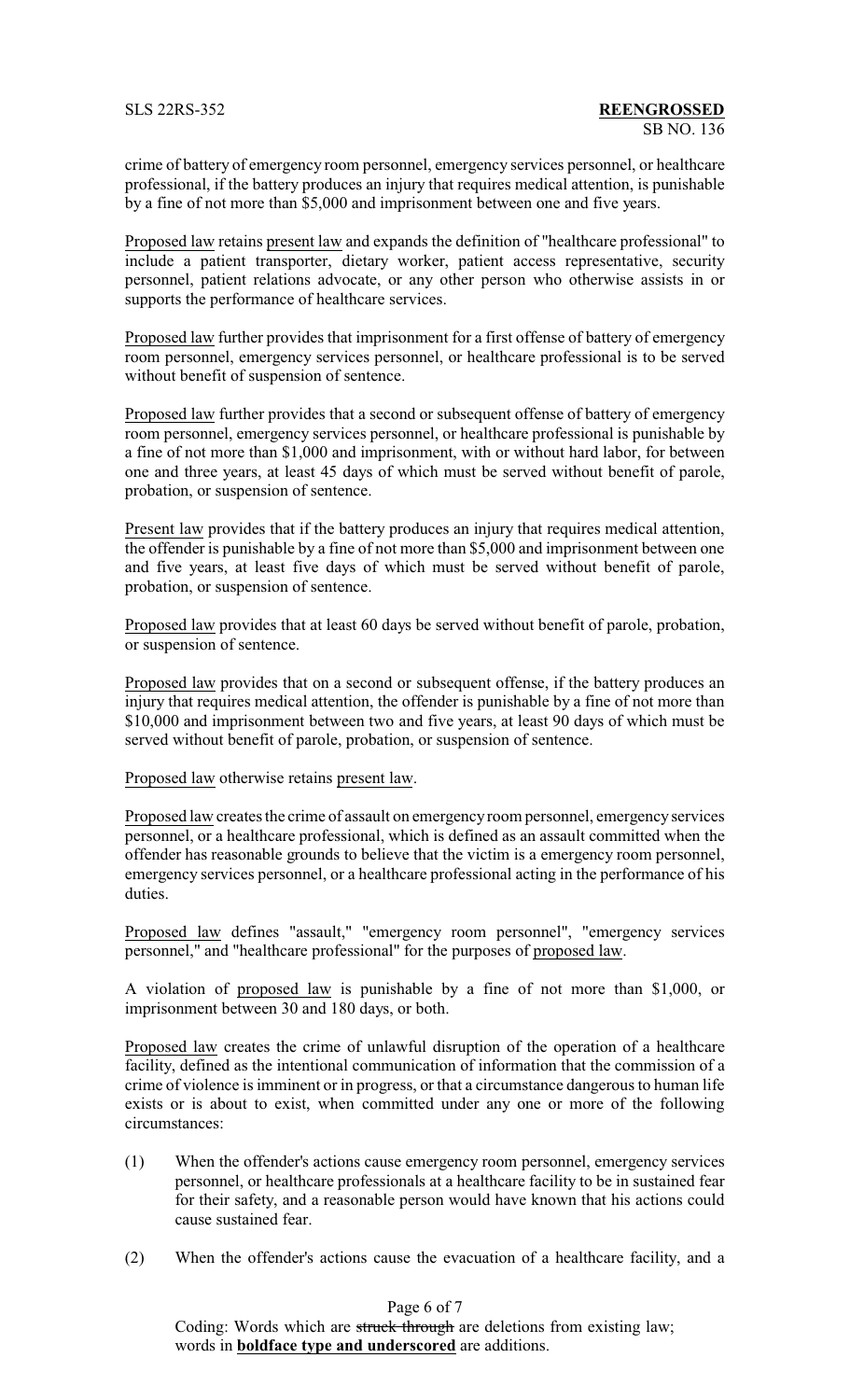crime of battery of emergency room personnel, emergency services personnel, or healthcare professional, if the battery produces an injury that requires medical attention, is punishable by a fine of not more than $5,000 and imprisonment between one and five years.

<u>Proposed law</u> retains <u>present law</u> and expands the definition of "healthcare professional" to include a patient transporter, dietary worker, patient access representative, security personnel, patient relations advocate, or any other person who otherwise assists in or supports the performance of healthcare services.

<u>Proposed law</u> further provides that imprisonment for a first offense of battery of emergency room personnel, emergency services personnel, or healthcare professional is to be served without benefit of suspension of sentence.

<u>Proposed law</u> further provides that a second or subsequent offense of battery of emergency room personnel, emergency services personnel, or healthcare professional is punishable by a fine of not more than $1,000 and imprisonment, with or without hard labor, for between one and three years, at least 45 days of which must be served without benefit of parole, probation, or suspension of sentence.

<u>Present law</u> provides that if the battery produces an injury that requires medical attention, the offender is punishable by a fine of not more than $5,000 and imprisonment between one and five years, at least five days of which must be served without benefit of parole, probation, or suspension of sentence.

<u>Proposed law</u> provides that at least 60 days be served without benefit of parole, probation, or suspension of sentence.

<u>Proposed law</u> provides that on a second or subsequent offense, if the battery produces an injury that requires medical attention, the offender is punishable by a fine of not more than $10,000 and imprisonment between two and five years, at least 90 days of which must be served without benefit of parole, probation, or suspension of sentence.

<u>Proposed law</u> otherwise retains <u>present law</u>.

<u>Proposed law</u> creates the crime of assault on emergency room personnel, emergency services personnel, or a healthcare professional, which is defined as an assault committed when the offender has reasonable grounds to believe that the victim is a emergency room personnel, emergency services personnel, or a healthcare professional acting in the performance of his duties.

<u>Proposed law</u> defines "assault," "emergency room personnel", "emergency services personnel," and "healthcare professional" for the purposes of <u>proposed law</u>.

A violation of <u>proposed law</u> is punishable by a fine of not more than $1,000, or imprisonment between 30 and 180 days, or both.

<u>Proposed law</u> creates the crime of unlawful disruption of the operation of a healthcare facility, defined as the intentional communication of information that the commission of a crime of violence is imminent or in progress, or that a circumstance dangerous to human life exists or is about to exist, when committed under any one or more of the following circumstances:

(1) When the offender's actions cause emergency room personnel, emergency services personnel, or healthcare professionals at a healthcare facility to be in sustained fear for their safety, and a reasonable person would have known that his actions could cause sustained fear.

(2) When the offender's actions cause the evacuation of a healthcare facility, and a

Coding: Words which are ~~struck through~~ are deletions from existing law; words in **<u>boldface type and underscored</u>** are additions.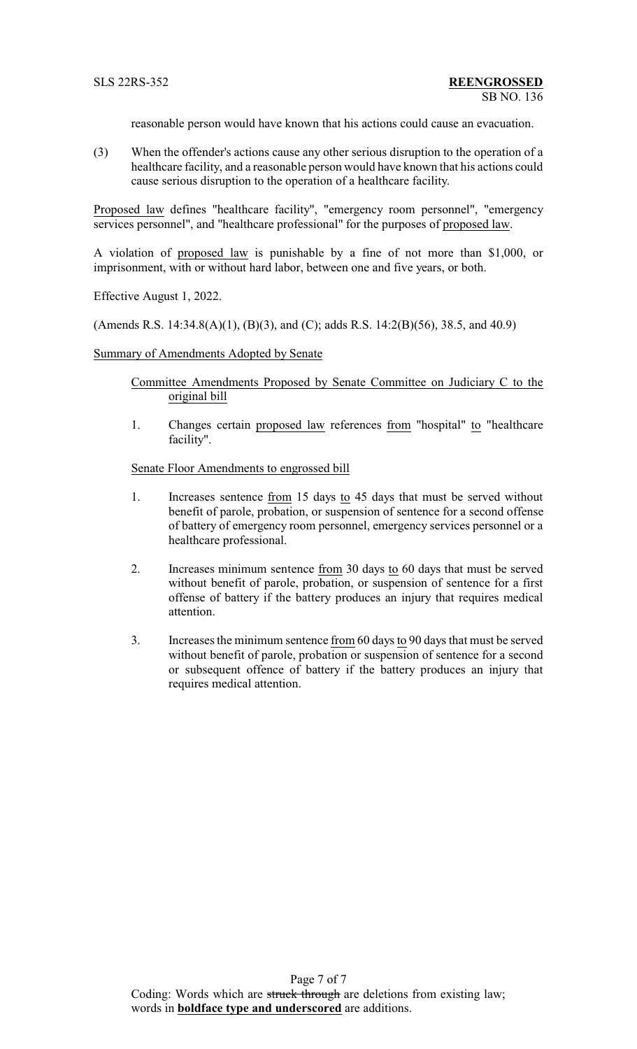reasonable person would have known that his actions could cause an evacuation.

(3) When the offender's actions cause any other serious disruption to the operation of a healthcare facility, and a reasonable person would have known that his actions could cause serious disruption to the operation of a healthcare facility.

Proposed law defines "healthcare facility", "emergency room personnel", "emergency services personnel", and "healthcare professional" for the purposes of proposed law.

A violation of proposed law is punishable by a fine of not more than $1,000, or imprisonment, with or without hard labor, between one and five years, or both.

Effective August 1, 2022.

(Amends R.S. 14:34.8(A)(1), (B)(3), and (C); adds R.S. 14:2(B)(56), 38.5, and 40.9)

Summary of Amendments Adopted by Senate

Committee Amendments Proposed by Senate Committee on Judiciary C to the original bill

1. Changes certain proposed law references from "hospital" to "healthcare facility".

Senate Floor Amendments to engrossed bill

1. Increases sentence from 15 days to 45 days that must be served without benefit of parole, probation, or suspension of sentence for a second offense of battery of emergency room personnel, emergency services personnel or a healthcare professional.

2. Increases minimum sentence from 30 days to 60 days that must be served without benefit of parole, probation, or suspension of sentence for a first offense of battery if the battery produces an injury that requires medical attention.

3. Increases the minimum sentence from 60 days to 90 days that must be served without benefit of parole, probation or suspension of sentence for a second or subsequent offence of battery if the battery produces an injury that requires medical attention.

Coding: Words which are ~~struck through~~ are deletions from existing law; words in **boldface type and underscored** are additions.